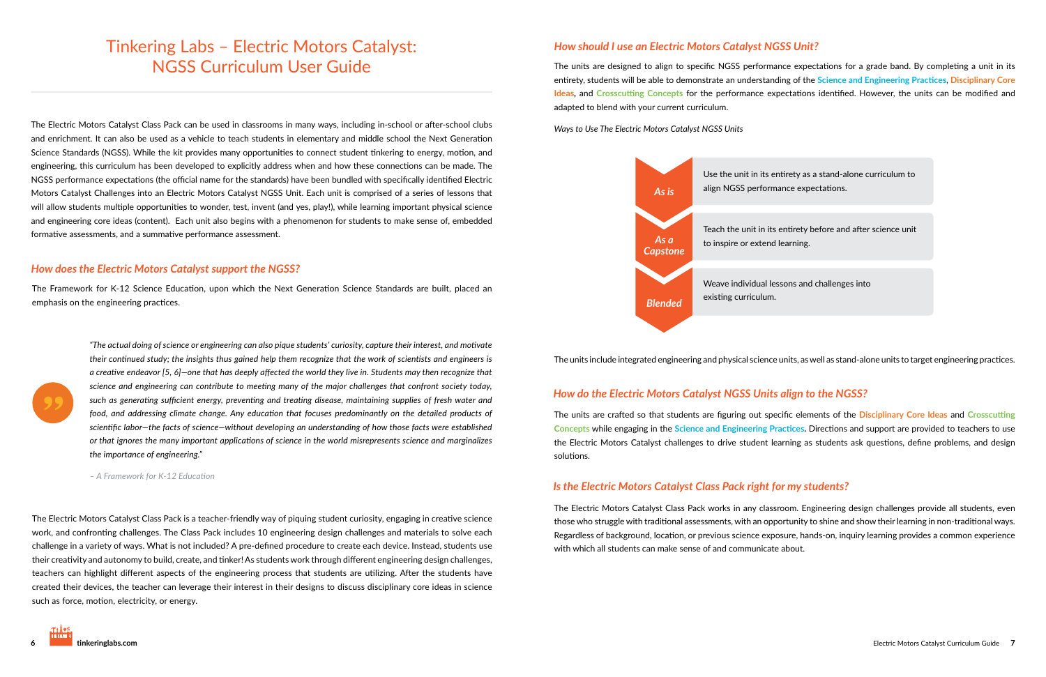# Tinkering Labs – Electric Motors Catalyst: NGSS Curriculum User Guide

The Electric Motors Catalyst Class Pack can be used in classrooms in many ways, including in-school or after-school clubs and enrichment. It can also be used as a vehicle to teach students in elementary and middle school the Next Generation Science Standards (NGSS). While the kit provides many opportunities to connect student tinkering to energy, motion, and engineering, this curriculum has been developed to explicitly address when and how these connections can be made. The NGSS performance expectations (the official name for the standards) have been bundled with specifically identified Electric Motors Catalyst Challenges into an Electric Motors Catalyst NGSS Unit. Each unit is comprised of a series of lessons that will allow students multiple opportunities to wonder, test, invent (and yes, play!), while learning important physical science and engineering core ideas (content). Each unit also begins with a phenomenon for students to make sense of, embedded formative assessments, and a summative performance assessment.

## How does the Electric Motors Catalyst support the NGSS?

The Framework for K-12 Science Education, upon which the Next Generation Science Standards are built, placed an emphasis on the engineering practices.

> *"The actual doing of science or engineering can also pique students' curiosity, capture their interest, and motivate their continued study; the insights thus gained help them recognize that the work of scientists and engineers is a creative endeavor [5, 6]—one that has deeply affected the world they live in. Students may then recognize that science and engineering can contribute to meeting many of the major challenges that confront society today, such as generating sufficient energy, preventing and treating disease, maintaining supplies of fresh water and food, and addressing climate change. Any education that focuses predominantly on the detailed products of scientific labor—the facts of science—without developing an understanding of how those facts were established or that ignores the many important applications of science in the world misrepresents science and marginalizes the importance of engineering."*
>
> *– A Framework for K-12 Education*

The Electric Motors Catalyst Class Pack is a teacher-friendly way of piquing student curiosity, engaging in creative science work, and confronting challenges. The Class Pack includes 10 engineering design challenges and materials to solve each challenge in a variety of ways. What is not included? A pre-defined procedure to create each device. Instead, students use their creativity and autonomy to build, create, and tinker! As students work through different engineering design challenges, teachers can highlight different aspects of the engineering process that students are utilizing. After the students have created their devices, the teacher can leverage their interest in their designs to discuss disciplinary core ideas in science such as force, motion, electricity, or energy.

## How should I use an Electric Motors Catalyst NGSS Unit?

The units are designed to align to specific NGSS performance expectations for a grade band. By completing a unit in its entirety, students will be able to demonstrate an understanding of the **Science and Engineering Practices**, **Disciplinary Core Ideas**, and **Crosscutting Concepts** for the performance expectations identified. However, the units can be modified and adapted to blend with your current curriculum.

*Ways to Use The Electric Motors Catalyst NGSS Units*

| | |
|---|---|
| *As is* | Use the unit in its entirety as a stand-alone curriculum to align NGSS performance expectations. |
| *As a Capstone* | Teach the unit in its entirety before and after science unit to inspire or extend learning. |
| *Blended* | Weave individual lessons and challenges into existing curriculum. |

The units include integrated engineering and physical science units, as well as stand-alone units to target engineering practices.

## How do the Electric Motors Catalyst NGSS Units align to the NGSS?

The units are crafted so that students are figuring out specific elements of the **Disciplinary Core Ideas** and **Crosscutting Concepts** while engaging in the **Science and Engineering Practices**. Directions and support are provided to teachers to use the Electric Motors Catalyst challenges to drive student learning as students ask questions, define problems, and design solutions.

## Is the Electric Motors Catalyst Class Pack right for my students?

The Electric Motors Catalyst Class Pack works in any classroom. Engineering design challenges provide all students, even those who struggle with traditional assessments, with an opportunity to shine and show their learning in non-traditional ways. Regardless of background, location, or previous science exposure, hands-on, inquiry learning provides a common experience with which all students can make sense of and communicate about.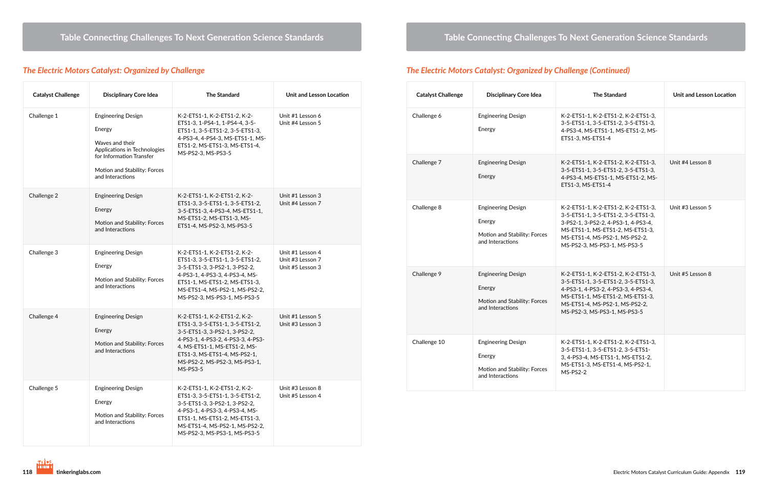## Table Connecting Challenges To Next Generation Science Standards

### *The Electric Motors Catalyst: Organized by Challenge*

| Catalyst Challenge | Disciplinary Core Idea | The Standard | Unit and Lesson Location |
|---|---|---|---|
| Challenge 1 | Engineering Design<br><br>Energy<br><br>Waves and their Applications in Technologies for Information Transfer<br><br>Motion and Stability: Forces and Interactions | K-2-ETS1-1, K-2-ETS1-2, K-2-ETS1-3, 1-PS4-1, 1-PS4-4, 3-5-ETS1-1, 3-5-ETS1-2, 3-5-ETS1-3, 4-PS3-4, 4-PS4-3, MS-ETS1-1, MS-ETS1-2, MS-ETS1-3, MS-ETS1-4, MS-PS2-3, MS-PS3-5 | Unit #1 Lesson 6<br>Unit #4 Lesson 5 |
| Challenge 2 | Engineering Design<br><br>Energy<br><br>Motion and Stability: Forces and Interactions | K-2-ETS1-1, K-2-ETS1-2, K-2-ETS1-3, 3-5-ETS1-1, 3-5-ETS1-2, 3-5-ETS1-3, 4-PS3-4, MS-ETS1-1, MS-ETS1-2, MS-ETS1-3, MS-ETS1-4, MS-PS2-3, MS-PS3-5 | Unit #1 Lesson 3<br>Unit #4 Lesson 7 |
| Challenge 3 | Engineering Design<br><br>Energy<br><br>Motion and Stability: Forces and Interactions | K-2-ETS1-1, K-2-ETS1-2, K-2-ETS1-3, 3-5-ETS1-1, 3-5-ETS1-2, 3-5-ETS1-3, 3-PS2-1, 3-PS2-2, 4-PS3-1, 4-PS3-3, 4-PS3-4, MS-ETS1-1, MS-ETS1-2, MS-ETS1-3, MS-ETS1-4, MS-PS2-1, MS-PS2-2, MS-PS2-3, MS-PS3-1, MS-PS3-5 | Unit #1 Lesson 4<br>Unit #3 Lesson 7<br>Unit #5 Lesson 3 |
| Challenge 4 | Engineering Design<br><br>Energy<br><br>Motion and Stability: Forces and Interactions | K-2-ETS1-1, K-2-ETS1-2, K-2-ETS1-3, 3-5-ETS1-1, 3-5-ETS1-2, 3-5-ETS1-3, 3-PS2-1, 3-PS2-2, 4-PS3-1, 4-PS3-2, 4-PS3-3, 4-PS3-4, MS-ETS1-1, MS-ETS1-2, MS-ETS1-3, MS-ETS1-4, MS-PS2-1, MS-PS2-2, MS-PS2-3, MS-PS3-1, MS-PS3-5 | Unit #1 Lesson 5<br>Unit #3 Lesson 3 |
| Challenge 5 | Engineering Design<br><br>Energy<br><br>Motion and Stability: Forces and Interactions | K-2-ETS1-1, K-2-ETS1-2, K-2-ETS1-3, 3-5-ETS1-1, 3-5-ETS1-2, 3-5-ETS1-3, 3-PS2-1, 3-PS2-2, 4-PS3-1, 4-PS3-3, 4-PS3-4, MS-ETS1-1, MS-ETS1-2, MS-ETS1-3, MS-ETS1-4, MS-PS2-1, MS-PS2-2, MS-PS2-3, MS-PS3-1, MS-PS3-5 | Unit #3 Lesson 8<br>Unit #5 Lesson 4 |

### *The Electric Motors Catalyst: Organized by Challenge (Continued)*

| Catalyst Challenge | Disciplinary Core Idea | The Standard | Unit and Lesson Location |
|---|---|---|---|
| Challenge 6 | Engineering Design<br><br>Energy | K-2-ETS1-1, K-2-ETS1-2, K-2-ETS1-3, 3-5-ETS1-1, 3-5-ETS1-2, 3-5-ETS1-3, 4-PS3-4, MS-ETS1-1, MS-ETS1-2, MS-ETS1-3, MS-ETS1-4 | |
| Challenge 7 | Engineering Design<br><br>Energy | K-2-ETS1-1, K-2-ETS1-2, K-2-ETS1-3, 3-5-ETS1-1, 3-5-ETS1-2, 3-5-ETS1-3, 4-PS3-4, MS-ETS1-1, MS-ETS1-2, MS-ETS1-3, MS-ETS1-4 | Unit #4 Lesson 8 |
| Challenge 8 | Engineering Design<br><br>Energy<br><br>Motion and Stability: Forces and Interactions | K-2-ETS1-1, K-2-ETS1-2, K-2-ETS1-3, 3-5-ETS1-1, 3-5-ETS1-2, 3-5-ETS1-3, 3-PS2-1, 3-PS2-2, 4-PS3-1, 4-PS3-4, MS-ETS1-1, MS-ETS1-2, MS-ETS1-3, MS-ETS1-4, MS-PS2-1, MS-PS2-2, MS-PS2-3, MS-PS3-1, MS-PS3-5 | Unit #3 Lesson 5 |
| Challenge 9 | Engineering Design<br><br>Energy<br><br>Motion and Stability: Forces and Interactions | K-2-ETS1-1, K-2-ETS1-2, K-2-ETS1-3, 3-5-ETS1-1, 3-5-ETS1-2, 3-5-ETS1-3, 4-PS3-1, 4-PS3-2, 4-PS3-3, 4-PS3-4, MS-ETS1-1, MS-ETS1-2, MS-ETS1-3, MS-ETS1-4, MS-PS2-1, MS-PS2-2, MS-PS2-3, MS-PS3-1, MS-PS3-5 | Unit #5 Lesson 8 |
| Challenge 10 | Engineering Design<br><br>Energy<br><br>Motion and Stability: Forces and Interactions | K-2-ETS1-1, K-2-ETS1-2, K-2-ETS1-3, 3-5-ETS1-1, 3-5-ETS1-2, 3-5-ETS1-3, 4-PS3-4, MS-ETS1-1, MS-ETS1-2, MS-ETS1-3, MS-ETS1-4, MS-PS2-1, MS-PS2-2 | |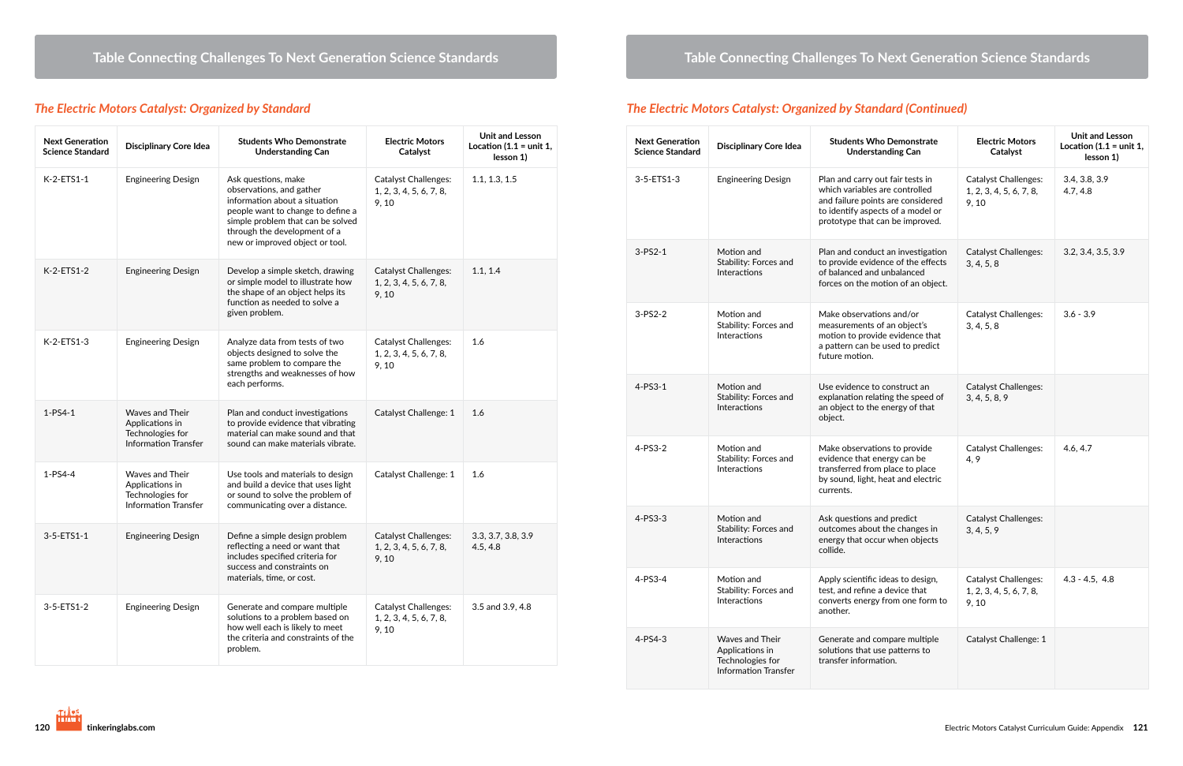## Table Connecting Challenges To Next Generation Science Standards

### *The Electric Motors Catalyst: Organized by Standard*

| Next Generation Science Standard | Disciplinary Core Idea | Students Who Demonstrate Understanding Can | Electric Motors Catalyst | Unit and Lesson Location (1.1 = unit 1, lesson 1) |
|---|---|---|---|---|
| K-2-ETS1-1 | Engineering Design | Ask questions, make observations, and gather information about a situation people want to change to define a simple problem that can be solved through the development of a new or improved object or tool. | Catalyst Challenges: 1, 2, 3, 4, 5, 6, 7, 8, 9, 10 | 1.1, 1.3, 1.5 |
| K-2-ETS1-2 | Engineering Design | Develop a simple sketch, drawing or simple model to illustrate how the shape of an object helps its function as needed to solve a given problem. | Catalyst Challenges: 1, 2, 3, 4, 5, 6, 7, 8, 9, 10 | 1.1, 1.4 |
| K-2-ETS1-3 | Engineering Design | Analyze data from tests of two objects designed to solve the same problem to compare the strengths and weaknesses of how each performs. | Catalyst Challenges: 1, 2, 3, 4, 5, 6, 7, 8, 9, 10 | 1.6 |
| 1-PS4-1 | Waves and Their Applications in Technologies for Information Transfer | Plan and conduct investigations to provide evidence that vibrating material can make sound and that sound can make materials vibrate. | Catalyst Challenge: 1 | 1.6 |
| 1-PS4-4 | Waves and Their Applications in Technologies for Information Transfer | Use tools and materials to design and build a device that uses light or sound to solve the problem of communicating over a distance. | Catalyst Challenge: 1 | 1.6 |
| 3-5-ETS1-1 | Engineering Design | Define a simple design problem reflecting a need or want that includes specified criteria for success and constraints on materials, time, or cost. | Catalyst Challenges: 1, 2, 3, 4, 5, 6, 7, 8, 9, 10 | 3.3, 3.7, 3.8, 3.9 4.5, 4.8 |
| 3-5-ETS1-2 | Engineering Design | Generate and compare multiple solutions to a problem based on how well each is likely to meet the criteria and constraints of the problem. | Catalyst Challenges: 1, 2, 3, 4, 5, 6, 7, 8, 9, 10 | 3.5 and 3.9, 4.8 |

### *The Electric Motors Catalyst: Organized by Standard (Continued)*

| Next Generation Science Standard | Disciplinary Core Idea | Students Who Demonstrate Understanding Can | Electric Motors Catalyst | Unit and Lesson Location (1.1 = unit 1, lesson 1) |
|---|---|---|---|---|
| 3-5-ETS1-3 | Engineering Design | Plan and carry out fair tests in which variables are controlled and failure points are considered to identify aspects of a model or prototype that can be improved. | Catalyst Challenges: 1, 2, 3, 4, 5, 6, 7, 8, 9, 10 | 3.4, 3.8, 3.9 4.7, 4.8 |
| 3-PS2-1 | Motion and Stability: Forces and Interactions | Plan and conduct an investigation to provide evidence of the effects of balanced and unbalanced forces on the motion of an object. | Catalyst Challenges: 3, 4, 5, 8 | 3.2, 3.4, 3.5, 3.9 |
| 3-PS2-2 | Motion and Stability: Forces and Interactions | Make observations and/or measurements of an object's motion to provide evidence that a pattern can be used to predict future motion. | Catalyst Challenges: 3, 4, 5, 8 | 3.6 - 3.9 |
| 4-PS3-1 | Motion and Stability: Forces and Interactions | Use evidence to construct an explanation relating the speed of an object to the energy of that object. | Catalyst Challenges: 3, 4, 5, 8, 9 | |
| 4-PS3-2 | Motion and Stability: Forces and Interactions | Make observations to provide evidence that energy can be transferred from place to place by sound, light, heat and electric currents. | Catalyst Challenges: 4, 9 | 4.6, 4.7 |
| 4-PS3-3 | Motion and Stability: Forces and Interactions | Ask questions and predict outcomes about the changes in energy that occur when objects collide. | Catalyst Challenges: 3, 4, 5, 9 | |
| 4-PS3-4 | Motion and Stability: Forces and Interactions | Apply scientific ideas to design, test, and refine a device that converts energy from one form to another. | Catalyst Challenges: 1, 2, 3, 4, 5, 6, 7, 8, 9, 10 | 4.3 - 4.5, 4.8 |
| 4-PS4-3 | Waves and Their Applications in Technologies for Information Transfer | Generate and compare multiple solutions that use patterns to transfer information. | Catalyst Challenge: 1 | |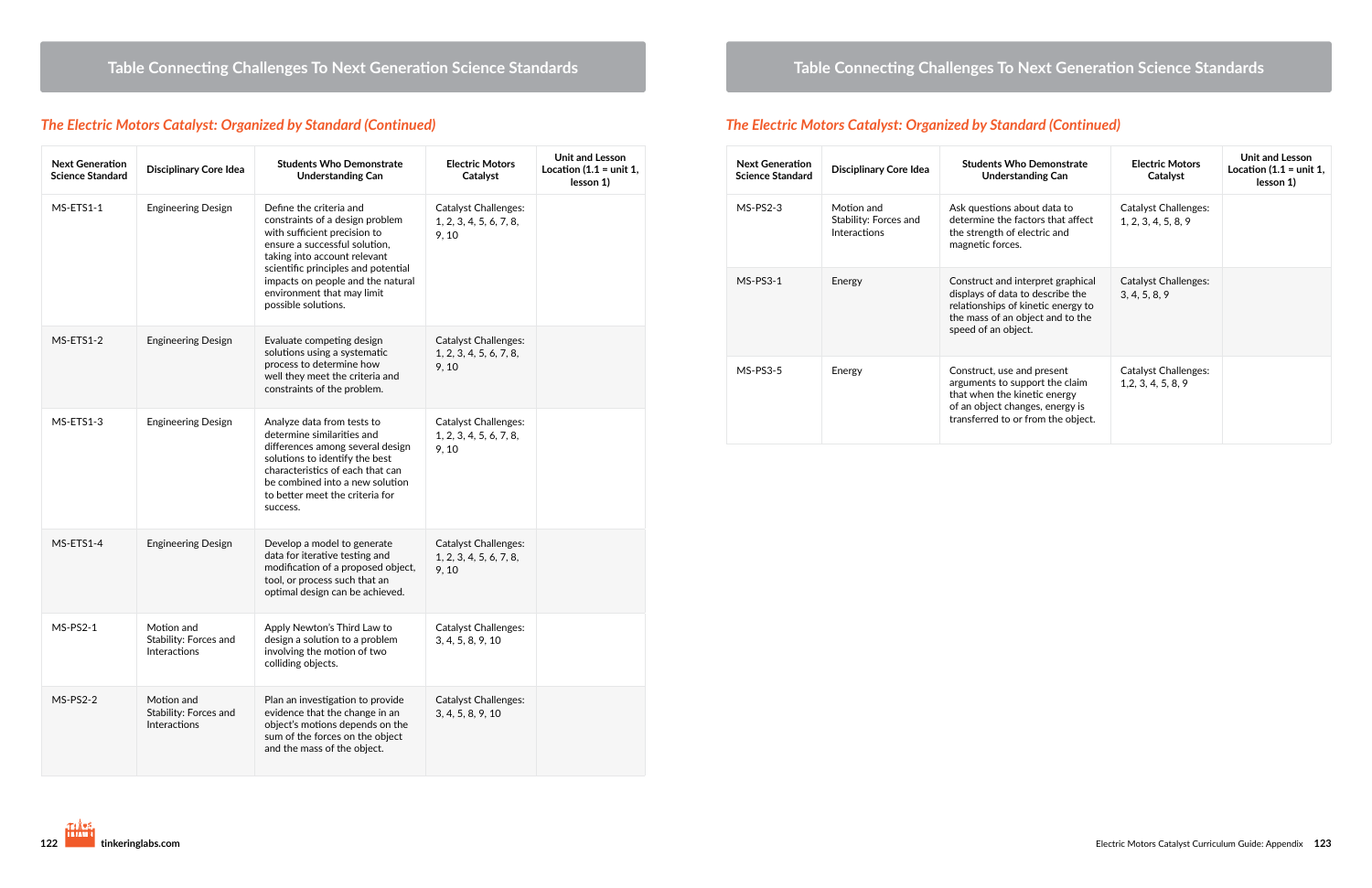## Table Connecting Challenges To Next Generation Science Standards

### *The Electric Motors Catalyst: Organized by Standard (Continued)*

| Next Generation Science Standard | Disciplinary Core Idea | Students Who Demonstrate Understanding Can | Electric Motors Catalyst | Unit and Lesson Location (1.1 = unit 1, lesson 1) |
|---|---|---|---|---|
| MS-ETS1-1 | Engineering Design | Define the criteria and constraints of a design problem with sufficient precision to ensure a successful solution, taking into account relevant scientific principles and potential impacts on people and the natural environment that may limit possible solutions. | Catalyst Challenges: 1, 2, 3, 4, 5, 6, 7, 8, 9, 10 | |
| MS-ETS1-2 | Engineering Design | Evaluate competing design solutions using a systematic process to determine how well they meet the criteria and constraints of the problem. | Catalyst Challenges: 1, 2, 3, 4, 5, 6, 7, 8, 9, 10 | |
| MS-ETS1-3 | Engineering Design | Analyze data from tests to determine similarities and differences among several design solutions to identify the best characteristics of each that can be combined into a new solution to better meet the criteria for success. | Catalyst Challenges: 1, 2, 3, 4, 5, 6, 7, 8, 9, 10 | |
| MS-ETS1-4 | Engineering Design | Develop a model to generate data for iterative testing and modification of a proposed object, tool, or process such that an optimal design can be achieved. | Catalyst Challenges: 1, 2, 3, 4, 5, 6, 7, 8, 9, 10 | |
| MS-PS2-1 | Motion and Stability: Forces and Interactions | Apply Newton's Third Law to design a solution to a problem involving the motion of two colliding objects. | Catalyst Challenges: 3, 4, 5, 8, 9, 10 | |
| MS-PS2-2 | Motion and Stability: Forces and Interactions | Plan an investigation to provide evidence that the change in an object's motions depends on the sum of the forces on the object and the mass of the object. | Catalyst Challenges: 3, 4, 5, 8, 9, 10 | |

## Table Connecting Challenges To Next Generation Science Standards

### *The Electric Motors Catalyst: Organized by Standard (Continued)*

| Next Generation Science Standard | Disciplinary Core Idea | Students Who Demonstrate Understanding Can | Electric Motors Catalyst | Unit and Lesson Location (1.1 = unit 1, lesson 1) |
|---|---|---|---|---|
| MS-PS2-3 | Motion and Stability: Forces and Interactions | Ask questions about data to determine the factors that affect the strength of electric and magnetic forces. | Catalyst Challenges: 1, 2, 3, 4, 5, 8, 9 | |
| MS-PS3-1 | Energy | Construct and interpret graphical displays of data to describe the relationships of kinetic energy to the mass of an object and to the speed of an object. | Catalyst Challenges: 3, 4, 5, 8, 9 | |
| MS-PS3-5 | Energy | Construct, use and present arguments to support the claim that when the kinetic energy of an object changes, energy is transferred to or from the object. | Catalyst Challenges: 1,2, 3, 4, 5, 8, 9 | |